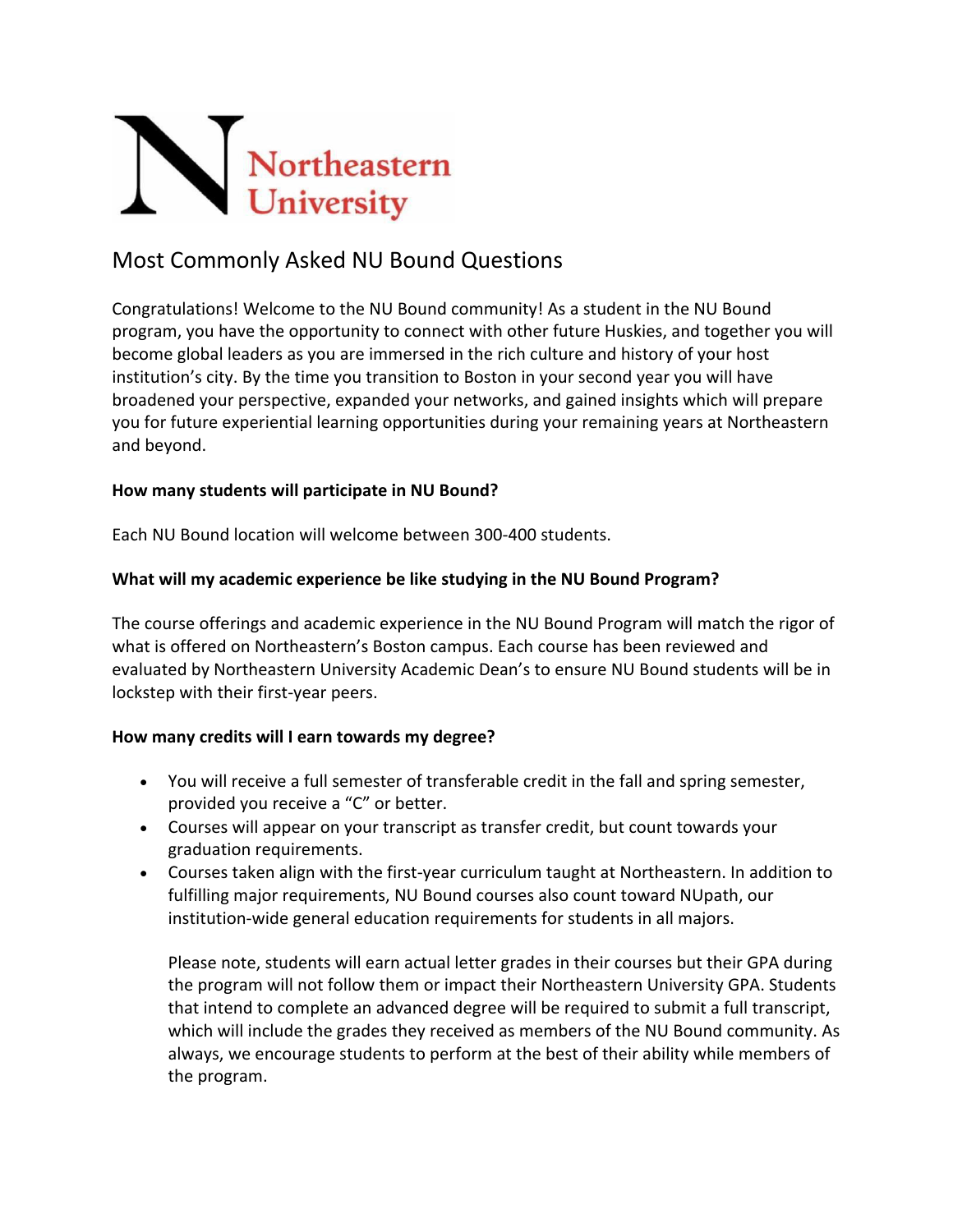Northeastern University

# Most Commonly Asked NU Bound Questions

Congratulations! Welcome to the NU Bound community! As a student in the NU Bound program, you have the opportunity to connect with other future Huskies, and together you will become global leaders as you are immersed in the rich culture and history of your host institution's city. By the time you transition to Boston in your second year you will have broadened your perspective, expanded your networks, and gained insights which will prepare you for future experiential learning opportunities during your remaining years at Northeastern and beyond.

**How many students will participate in NU Bound?**

Each NU Bound location will welcome between 300-400 students.

**What will my academic experience be like studying in the NU Bound Program?**

The course offerings and academic experience in the NU Bound Program will match the rigor of what is offered on Northeastern's Boston campus. Each course has been reviewed and evaluated by Northeastern University Academic Dean's to ensure NU Bound students will be in lockstep with their first-year peers.

**How many credits will I earn towards my degree?**

- You will receive a full semester of transferable credit in the fall and spring semester, provided you receive a "C" or better.
- Courses will appear on your transcript as transfer credit, but count towards your graduation requirements.
- Courses taken align with the first-year curriculum taught at Northeastern. In addition to fulfilling major requirements, NU Bound courses also count toward NUpath, our institution-wide general education requirements for students in all majors.

  Please note, students will earn actual letter grades in their courses but their GPA during the program will not follow them or impact their Northeastern University GPA. Students that intend to complete an advanced degree will be required to submit a full transcript, which will include the grades they received as members of the NU Bound community. As always, we encourage students to perform at the best of their ability while members of the program.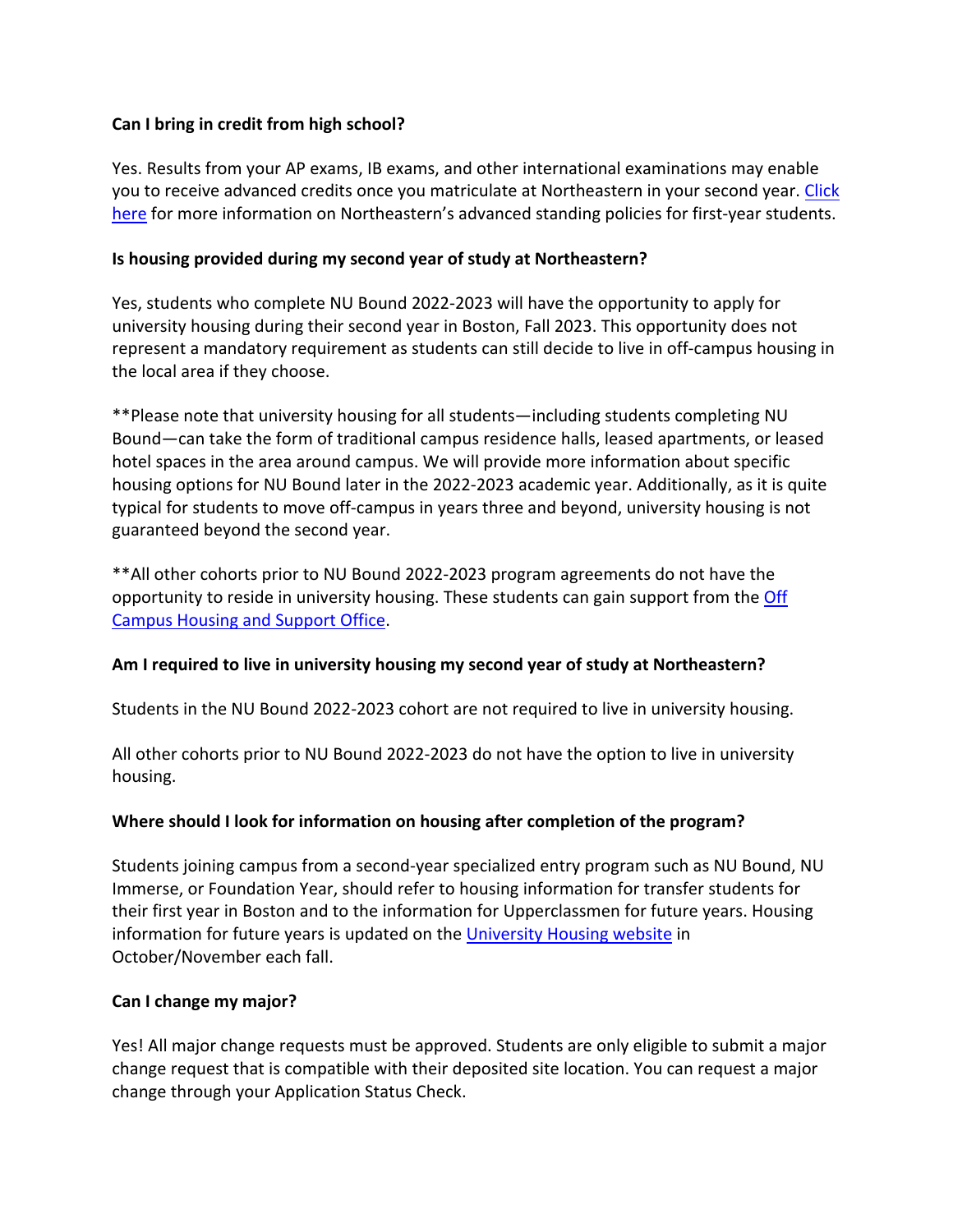**Can I bring in credit from high school?**

Yes. Results from your AP exams, IB exams, and other international examinations may enable you to receive advanced credits once you matriculate at Northeastern in your second year. Click here for more information on Northeastern's advanced standing policies for first-year students.

**Is housing provided during my second year of study at Northeastern?**

Yes, students who complete NU Bound 2022-2023 will have the opportunity to apply for university housing during their second year in Boston, Fall 2023. This opportunity does not represent a mandatory requirement as students can still decide to live in off-campus housing in the local area if they choose.

**Please note that university housing for all students—including students completing NU Bound—can take the form of traditional campus residence halls, leased apartments, or leased hotel spaces in the area around campus. We will provide more information about specific housing options for NU Bound later in the 2022-2023 academic year. Additionally, as it is quite typical for students to move off-campus in years three and beyond, university housing is not guaranteed beyond the second year.

**All other cohorts prior to NU Bound 2022-2023 program agreements do not have the opportunity to reside in university housing. These students can gain support from the Off Campus Housing and Support Office.

**Am I required to live in university housing my second year of study at Northeastern?**

Students in the NU Bound 2022-2023 cohort are not required to live in university housing.

All other cohorts prior to NU Bound 2022-2023 do not have the option to live in university housing.

**Where should I look for information on housing after completion of the program?**

Students joining campus from a second-year specialized entry program such as NU Bound, NU Immerse, or Foundation Year, should refer to housing information for transfer students for their first year in Boston and to the information for Upperclassmen for future years. Housing information for future years is updated on the University Housing website in October/November each fall.

**Can I change my major?**

Yes! All major change requests must be approved. Students are only eligible to submit a major change request that is compatible with their deposited site location. You can request a major change through your Application Status Check.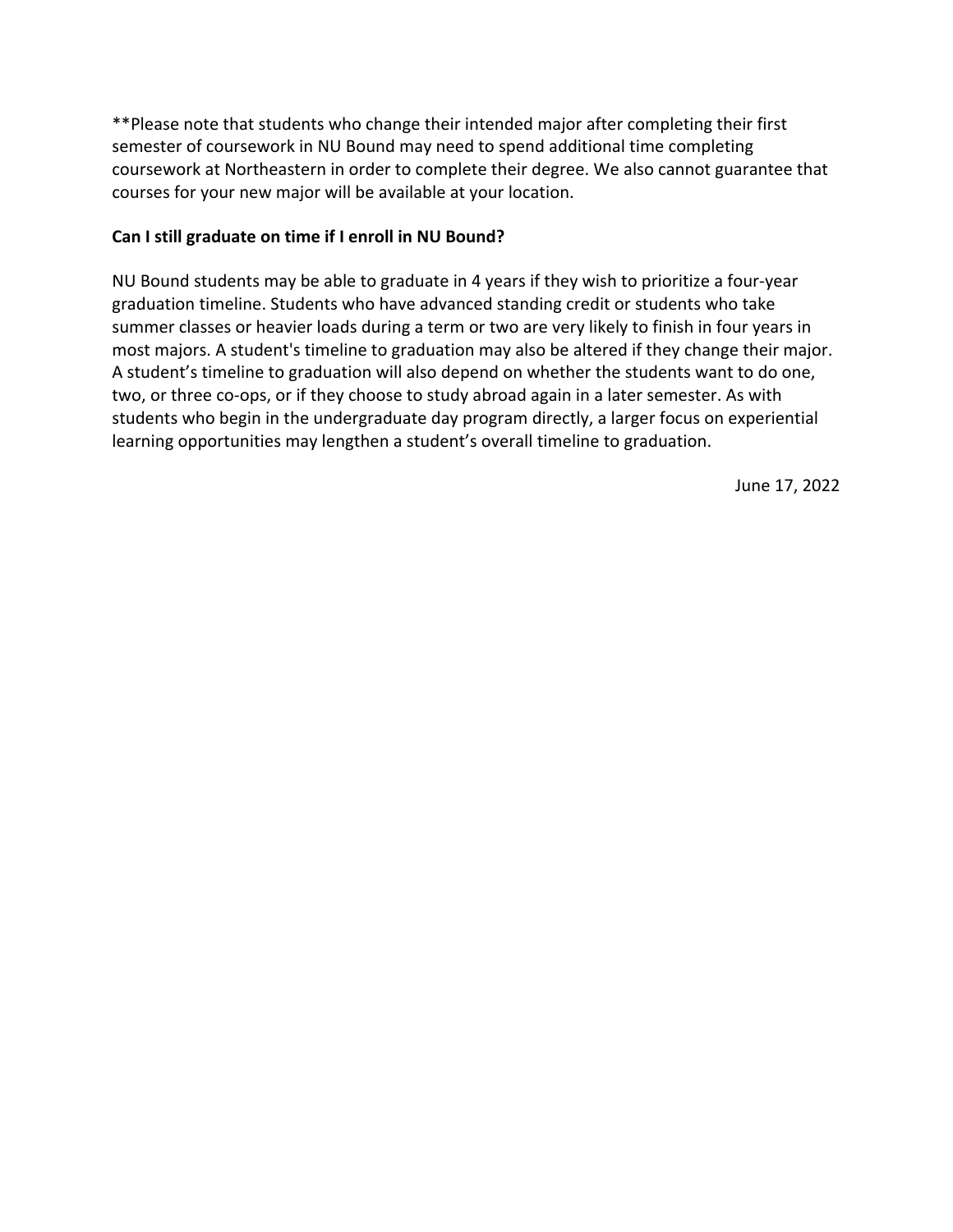**Please note that students who change their intended major after completing their first semester of coursework in NU Bound may need to spend additional time completing coursework at Northeastern in order to complete their degree. We also cannot guarantee that courses for your new major will be available at your location.

**Can I still graduate on time if I enroll in NU Bound?**

NU Bound students may be able to graduate in 4 years if they wish to prioritize a four-year graduation timeline. Students who have advanced standing credit or students who take summer classes or heavier loads during a term or two are very likely to finish in four years in most majors. A student's timeline to graduation may also be altered if they change their major. A student's timeline to graduation will also depend on whether the students want to do one, two, or three co-ops, or if they choose to study abroad again in a later semester. As with students who begin in the undergraduate day program directly, a larger focus on experiential learning opportunities may lengthen a student's overall timeline to graduation.

June 17, 2022